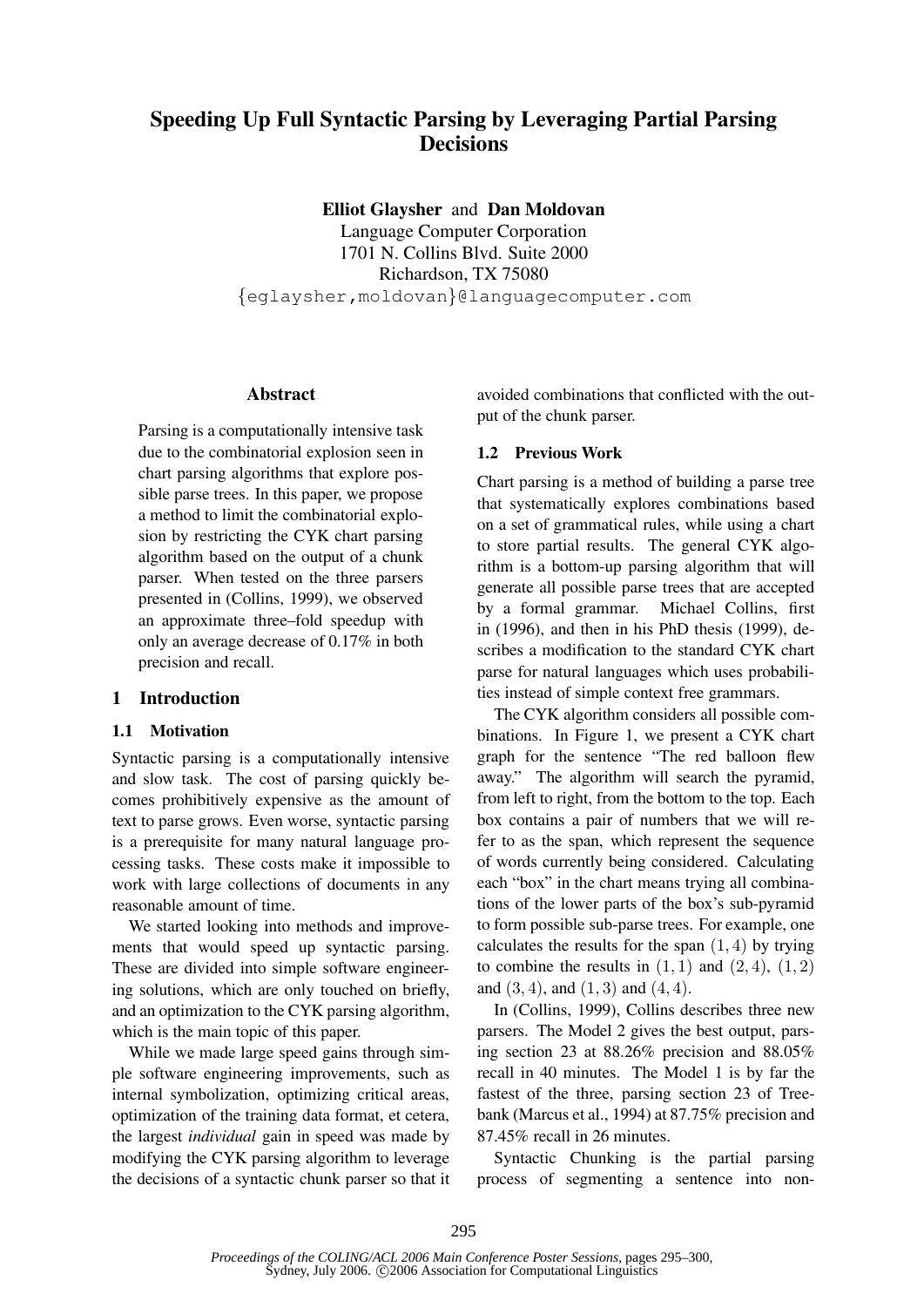# Speeding Up Full Syntactic Parsing by Leveraging Partial Parsing Decisions

**Elliot Glaysher** and **Dan Moldovan**
Language Computer Corporation
1701 N. Collins Blvd. Suite 2000
Richardson, TX 75080
{eglaysher,moldovan}@languagecomputer.com

## Abstract

Parsing is a computationally intensive task due to the combinatorial explosion seen in chart parsing algorithms that explore possible parse trees. In this paper, we propose a method to limit the combinatorial explosion by restricting the CYK chart parsing algorithm based on the output of a chunk parser. When tested on the three parsers presented in (Collins, 1999), we observed an approximate three–fold speedup with only an average decrease of 0.17% in both precision and recall.

## 1 Introduction

### 1.1 Motivation

Syntactic parsing is a computationally intensive and slow task. The cost of parsing quickly becomes prohibitively expensive as the amount of text to parse grows. Even worse, syntactic parsing is a prerequisite for many natural language processing tasks. These costs make it impossible to work with large collections of documents in any reasonable amount of time.

We started looking into methods and improvements that would speed up syntactic parsing. These are divided into simple software engineering solutions, which are only touched on briefly, and an optimization to the CYK parsing algorithm, which is the main topic of this paper.

While we made large speed gains through simple software engineering improvements, such as internal symbolization, optimizing critical areas, optimization of the training data format, et cetera, the largest *individual* gain in speed was made by modifying the CYK parsing algorithm to leverage the decisions of a syntactic chunk parser so that it avoided combinations that conflicted with the output of the chunk parser.

### 1.2 Previous Work

Chart parsing is a method of building a parse tree that systematically explores combinations based on a set of grammatical rules, while using a chart to store partial results. The general CYK algorithm is a bottom-up parsing algorithm that will generate all possible parse trees that are accepted by a formal grammar. Michael Collins, first in (1996), and then in his PhD thesis (1999), describes a modification to the standard CYK chart parse for natural languages which uses probabilities instead of simple context free grammars.

The CYK algorithm considers all possible combinations. In Figure 1, we present a CYK chart graph for the sentence "The red balloon flew away." The algorithm will search the pyramid, from left to right, from the bottom to the top. Each box contains a pair of numbers that we will refer to as the span, which represent the sequence of words currently being considered. Calculating each "box" in the chart means trying all combinations of the lower parts of the box's sub-pyramid to form possible sub-parse trees. For example, one calculates the results for the span $(1, 4)$ by trying to combine the results in $(1, 1)$ and $(2, 4)$, $(1, 2)$ and $(3, 4)$, and $(1, 3)$ and $(4, 4)$.

In (Collins, 1999), Collins describes three new parsers. The Model 2 gives the best output, parsing section 23 at 88.26% precision and 88.05% recall in 40 minutes. The Model 1 is by far the fastest of the three, parsing section 23 of Treebank (Marcus et al., 1994) at 87.75% precision and 87.45% recall in 26 minutes.

Syntactic Chunking is the partial parsing process of segmenting a sentence into non-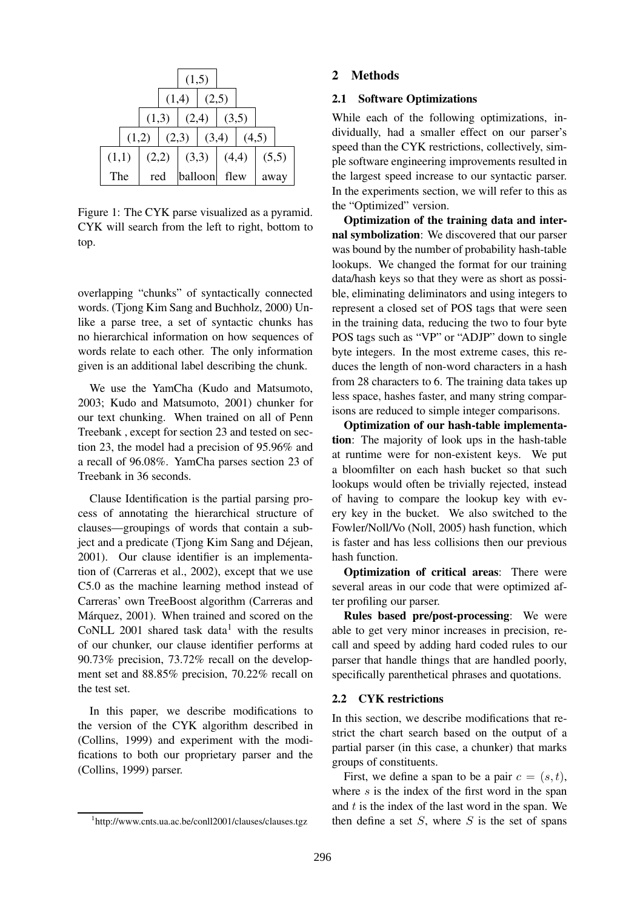| | | | | (1,5) | | | | | |
|---|---|---|---|---|---|---|---|---|---|
| | | | (1,4) | | (2,5) | | | | |
| | | (1,3) | | (2,4) | | (3,5) | | | |
| | (1,2) | | (2,3) | | (3,4) | | (4,5) | | |
| (1,1) | | (2,2) | | (3,3) | | (4,4) | | (5,5) | |
| The | | red | | balloon | | flew | | away | |

Figure 1: The CYK parse visualized as a pyramid. CYK will search from the left to right, bottom to top.

overlapping "chunks" of syntactically connected words. (Tjong Kim Sang and Buchholz, 2000) Unlike a parse tree, a set of syntactic chunks has no hierarchical information on how sequences of words relate to each other. The only information given is an additional label describing the chunk.

We use the YamCha (Kudo and Matsumoto, 2003; Kudo and Matsumoto, 2001) chunker for our text chunking. When trained on all of Penn Treebank , except for section 23 and tested on section 23, the model had a precision of 95.96% and a recall of 96.08%. YamCha parses section 23 of Treebank in 36 seconds.

Clause Identification is the partial parsing process of annotating the hierarchical structure of clauses—groupings of words that contain a subject and a predicate (Tjong Kim Sang and Déjean, 2001). Our clause identifier is an implementation of (Carreras et al., 2002), except that we use C5.0 as the machine learning method instead of Carreras' own TreeBoost algorithm (Carreras and Márquez, 2001). When trained and scored on the CoNLL 2001 shared task data[1] with the results of our chunker, our clause identifier performs at 90.73% precision, 73.72% recall on the development set and 88.85% precision, 70.22% recall on the test set.

In this paper, we describe modifications to the version of the CYK algorithm described in (Collins, 1999) and experiment with the modifications to both our proprietary parser and the (Collins, 1999) parser.

[1] http://www.cnts.ua.ac.be/conll2001/clauses/clauses.tgz

## 2 Methods

### 2.1 Software Optimizations

While each of the following optimizations, individually, had a smaller effect on our parser's speed than the CYK restrictions, collectively, simple software engineering improvements resulted in the largest speed increase to our syntactic parser. In the experiments section, we will refer to this as the "Optimized" version.

**Optimization of the training data and internal symbolization**: We discovered that our parser was bound by the number of probability hash-table lookups. We changed the format for our training data/hash keys so that they were as short as possible, eliminating deliminators and using integers to represent a closed set of POS tags that were seen in the training data, reducing the two to four byte POS tags such as "VP" or "ADJP" down to single byte integers. In the most extreme cases, this reduces the length of non-word characters in a hash from 28 characters to 6. The training data takes up less space, hashes faster, and many string comparisons are reduced to simple integer comparisons.

**Optimization of our hash-table implementation**: The majority of look ups in the hash-table at runtime were for non-existent keys. We put a bloomfilter on each hash bucket so that such lookups would often be trivially rejected, instead of having to compare the lookup key with every key in the bucket. We also switched to the Fowler/Noll/Vo (Noll, 2005) hash function, which is faster and has less collisions then our previous hash function.

**Optimization of critical areas**: There were several areas in our code that were optimized after profiling our parser.

**Rules based pre/post-processing**: We were able to get very minor increases in precision, recall and speed by adding hard coded rules to our parser that handle things that are handled poorly, specifically parenthetical phrases and quotations.

### 2.2 CYK restrictions

In this section, we describe modifications that restrict the chart search based on the output of a partial parser (in this case, a chunker) that marks groups of constituents.

First, we define a span to be a pair $c = (s, t)$, where $s$ is the index of the first word in the span and $t$ is the index of the last word in the span. We then define a set $S$, where $S$ is the set of spans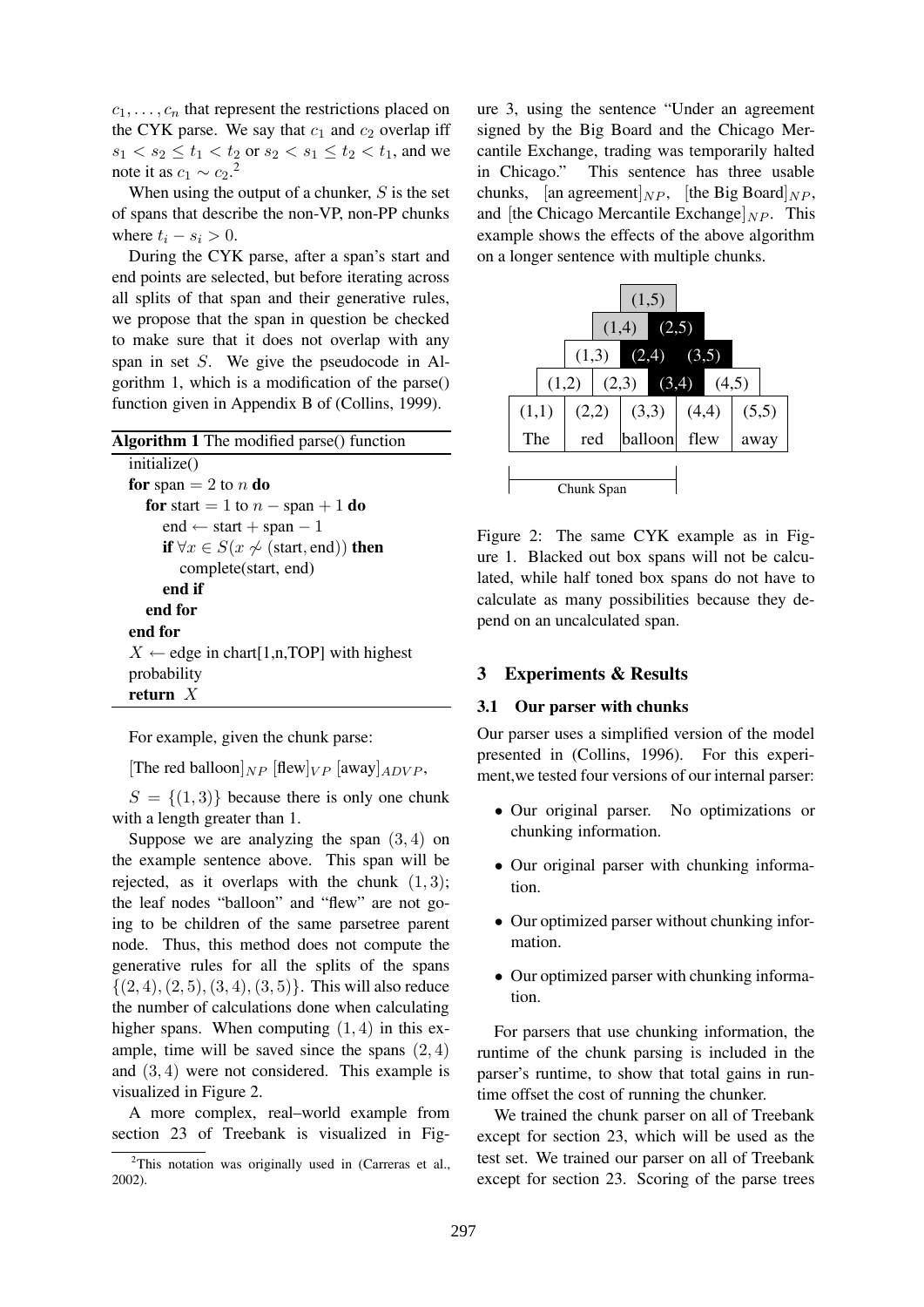$c_1, \ldots, c_n$ that represent the restrictions placed on the CYK parse. We say that $c_1$ and $c_2$ overlap iff $s_1 < s_2 \leq t_1 < t_2$ or $s_2 < s_1 \leq t_2 < t_1$, and we note it as $c_1 \sim c_2$.[2]

When using the output of a chunker, $S$ is the set of spans that describe the non-VP, non-PP chunks where $t_i - s_i > 0$.

During the CYK parse, after a span's start and end points are selected, but before iterating across all splits of that span and their generative rules, we propose that the span in question be checked to make sure that it does not overlap with any span in set $S$. We give the pseudocode in Algorithm 1, which is a modification of the parse() function given in Appendix B of (Collins, 1999).

**Algorithm 1** The modified parse() function

```
initialize()
for span = 2 to n do
    for start = 1 to n − span + 1 do
        end ← start + span − 1
        if ∀x ∈ S(x ≁ (start, end)) then
            complete(start, end)
        end if
    end for
end for
X ← edge in chart[1,n,TOP] with highest probability
return X
```

For example, given the chunk parse:

[The red balloon]$_{NP}$ [flew]$_{VP}$ [away]$_{ADVP}$,

$S = \{(1, 3)\}$ because there is only one chunk with a length greater than 1.

Suppose we are analyzing the span $(3, 4)$ on the example sentence above. This span will be rejected, as it overlaps with the chunk $(1, 3)$; the leaf nodes "balloon" and "flew" are not going to be children of the same parsetree parent node. Thus, this method does not compute the generative rules for all the splits of the spans $\{(2, 4), (2, 5), (3, 4), (3, 5)\}$. This will also reduce the number of calculations done when calculating higher spans. When computing $(1, 4)$ in this example, time will be saved since the spans $(2, 4)$ and $(3, 4)$ were not considered. This example is visualized in Figure 2.

A more complex, real–world example from section 23 of Treebank is visualized in Figure 3, using the sentence "Under an agreement signed by the Big Board and the Chicago Mercantile Exchange, trading was temporarily halted in Chicago." This sentence has three usable chunks, [an agreement]$_{NP}$, [the Big Board]$_{NP}$, and [the Chicago Mercantile Exchange]$_{NP}$. This example shows the effects of the above algorithm on a longer sentence with multiple chunks.

|  |  |  | (1,5) |  |  |  |
|---|---|---|---|---|---|---|
|  |  | (1,4) | (2,5) |  |  |  |
|  | (1,3) | (2,4) | (3,5) |  |  |  |
| (1,2) | (2,3) | (3,4) | (4,5) |  |  |  |
| (1,1) | (2,2) | (3,3) | (4,4) | (5,5) |  |  |
| The | red | balloon | flew | away |  |  |

Chunk Span

Figure 2: The same CYK example as in Figure 1. Blacked out box spans will not be calculated, while half toned box spans do not have to calculate as many possibilities because they depend on an uncalculated span.

## 3 Experiments & Results

### 3.1 Our parser with chunks

Our parser uses a simplified version of the model presented in (Collins, 1996). For this experiment,we tested four versions of our internal parser:

- Our original parser. No optimizations or chunking information.
- Our original parser with chunking information.
- Our optimized parser without chunking information.
- Our optimized parser with chunking information.

For parsers that use chunking information, the runtime of the chunk parsing is included in the parser's runtime, to show that total gains in runtime offset the cost of running the chunker.

We trained the chunk parser on all of Treebank except for section 23, which will be used as the test set. We trained our parser on all of Treebank except for section 23. Scoring of the parse trees

[2]This notation was originally used in (Carreras et al., 2002).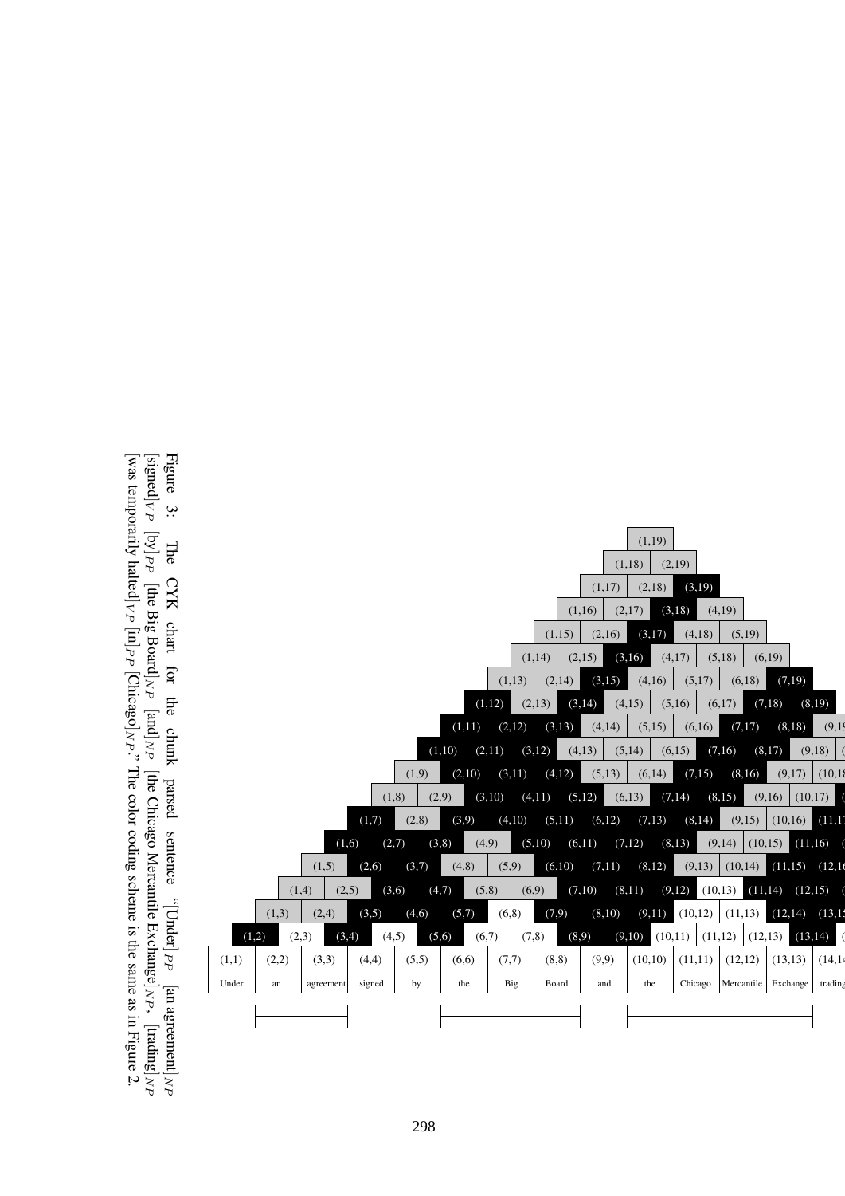| (1,1) | (2,2) | (3,3) | (4,4) | (5,5) | (6,6) | (7,7) | (8,8) | (9,9) | (10,10) | (11,11) | (12,12) | (13,13) | (14,14) |
|---|---|---|---|---|---|---|---|---|---|---|---|---|---|
| Under | an | agreement | signed | by | the | Big | Board | and | the | Chicago | Mercantile | Exchange | trading |

Figure 3: The CYK chart for the chunk parsed sentence "[Under]$_{PP}$ [an agreement]$_{NP}$ [signed]$_{VP}$ [by]$_{PP}$ [the Big Board]$_{NP}$ [and]$_{NP}$ [the Chicago Mercantile Exchange]$_{NP}$, [trading]$_{NP}$ [was temporarily halted]$_{VP}$ [in]$_{PP}$ [Chicago]$_{NP}$." The color coding scheme is the same as in Figure 2.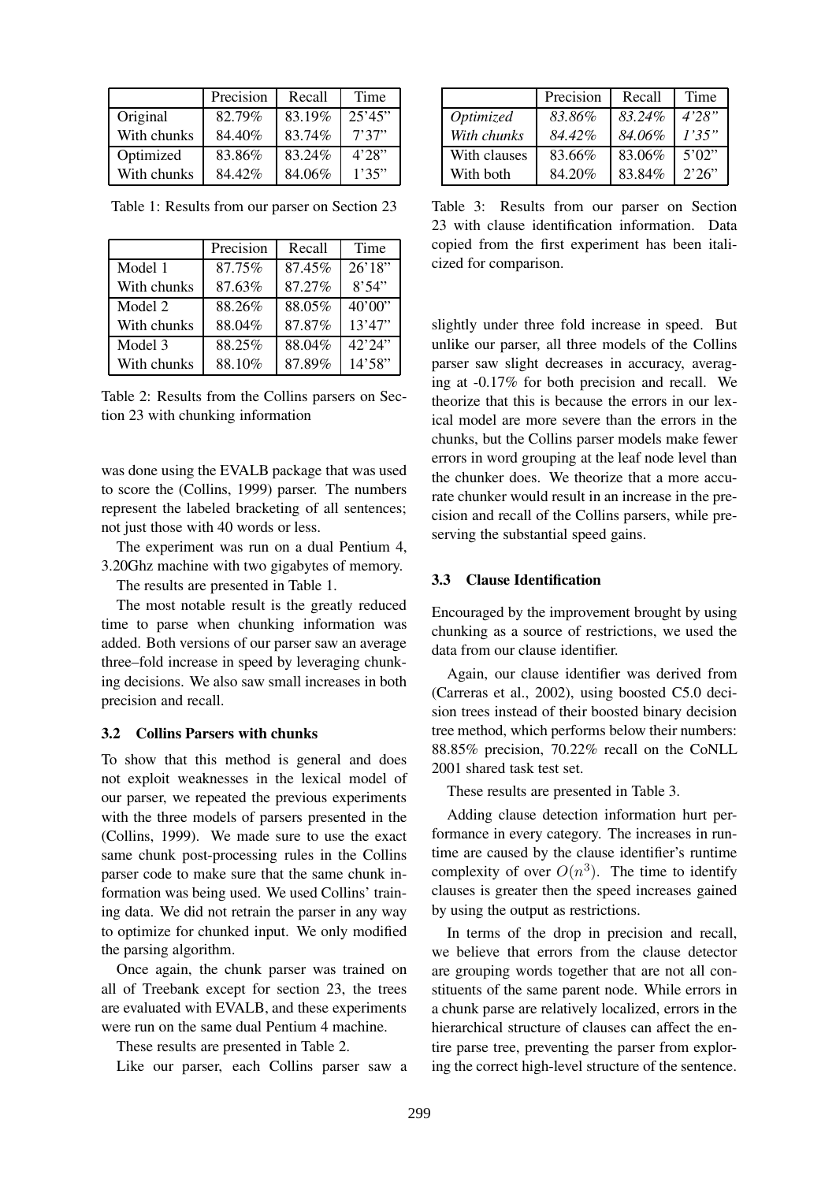| | Precision | Recall | Time |
|---|---|---|---|
| Original | 82.79% | 83.19% | 25'45" |
| With chunks | 84.40% | 83.74% | 7'37" |
| Optimized | 83.86% | 83.24% | 4'28" |
| With chunks | 84.42% | 84.06% | 1'35" |

Table 1: Results from our parser on Section 23

| | Precision | Recall | Time |
|---|---|---|---|
| Model 1 | 87.75% | 87.45% | 26'18" |
| With chunks | 87.63% | 87.27% | 8'54" |
| Model 2 | 88.26% | 88.05% | 40'00" |
| With chunks | 88.04% | 87.87% | 13'47" |
| Model 3 | 88.25% | 88.04% | 42'24" |
| With chunks | 88.10% | 87.89% | 14'58" |

Table 2: Results from the Collins parsers on Section 23 with chunking information

was done using the EVALB package that was used to score the (Collins, 1999) parser. The numbers represent the labeled bracketing of all sentences; not just those with 40 words or less.

The experiment was run on a dual Pentium 4, 3.20Ghz machine with two gigabytes of memory.

The results are presented in Table 1.

The most notable result is the greatly reduced time to parse when chunking information was added. Both versions of our parser saw an average three–fold increase in speed by leveraging chunking decisions. We also saw small increases in both precision and recall.

### 3.2 Collins Parsers with chunks

To show that this method is general and does not exploit weaknesses in the lexical model of our parser, we repeated the previous experiments with the three models of parsers presented in the (Collins, 1999). We made sure to use the exact same chunk post-processing rules in the Collins parser code to make sure that the same chunk information was being used. We used Collins' training data. We did not retrain the parser in any way to optimize for chunked input. We only modified the parsing algorithm.

Once again, the chunk parser was trained on all of Treebank except for section 23, the trees are evaluated with EVALB, and these experiments were run on the same dual Pentium 4 machine.

These results are presented in Table 2.

Like our parser, each Collins parser saw a slightly under three fold increase in speed. But unlike our parser, all three models of the Collins parser saw slight decreases in accuracy, averaging at -0.17% for both precision and recall. We theorize that this is because the errors in our lexical model are more severe than the errors in the chunks, but the Collins parser models make fewer errors in word grouping at the leaf node level than the chunker does. We theorize that a more accurate chunker would result in an increase in the precision and recall of the Collins parsers, while preserving the substantial speed gains.

| | Precision | Recall | Time |
|---|---|---|---|
| *Optimized* | *83.86%* | *83.24%* | *4'28"* |
| *With chunks* | *84.42%* | *84.06%* | *1'35"* |
| With clauses | 83.66% | 83.06% | 5'02" |
| With both | 84.20% | 83.84% | 2'26" |

Table 3: Results from our parser on Section 23 with clause identification information. Data copied from the first experiment has been italicized for comparison.

### 3.3 Clause Identification

Encouraged by the improvement brought by using chunking as a source of restrictions, we used the data from our clause identifier.

Again, our clause identifier was derived from (Carreras et al., 2002), using boosted C5.0 decision trees instead of their boosted binary decision tree method, which performs below their numbers: 88.85% precision, 70.22% recall on the CoNLL 2001 shared task test set.

These results are presented in Table 3.

Adding clause detection information hurt performance in every category. The increases in runtime are caused by the clause identifier's runtime complexity of over $O(n^3)$. The time to identify clauses is greater then the speed increases gained by using the output as restrictions.

In terms of the drop in precision and recall, we believe that errors from the clause detector are grouping words together that are not all constituents of the same parent node. While errors in a chunk parse are relatively localized, errors in the hierarchical structure of clauses can affect the entire parse tree, preventing the parser from exploring the correct high-level structure of the sentence.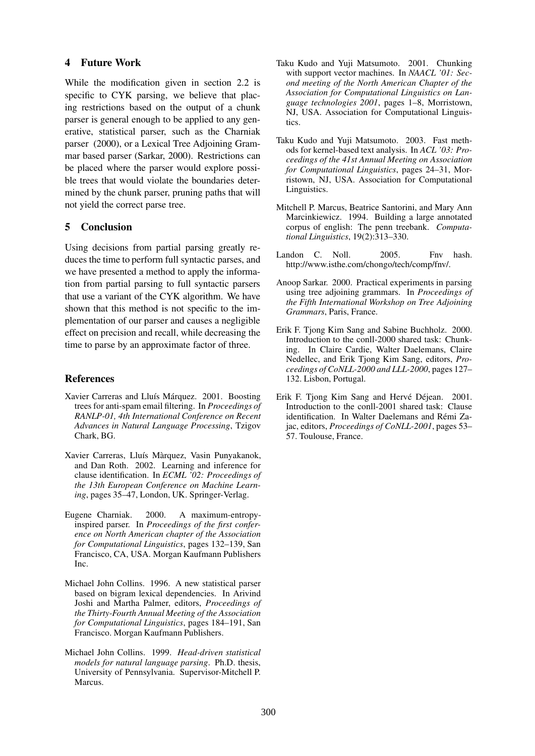## 4 Future Work

While the modification given in section 2.2 is specific to CYK parsing, we believe that placing restrictions based on the output of a chunk parser is general enough to be applied to any generative, statistical parser, such as the Charniak parser (2000), or a Lexical Tree Adjoining Grammar based parser (Sarkar, 2000). Restrictions can be placed where the parser would explore possible trees that would violate the boundaries determined by the chunk parser, pruning paths that will not yield the correct parse tree.

## 5 Conclusion

Using decisions from partial parsing greatly reduces the time to perform full syntactic parses, and we have presented a method to apply the information from partial parsing to full syntactic parsers that use a variant of the CYK algorithm. We have shown that this method is not specific to the implementation of our parser and causes a negligible effect on precision and recall, while decreasing the time to parse by an approximate factor of three.

## References

Xavier Carreras and Lluís Márquez. 2001. Boosting trees for anti-spam email filtering. In *Proceedings of RANLP-01, 4th International Conference on Recent Advances in Natural Language Processing*, Tzigov Chark, BG.

Xavier Carreras, Lluís Màrquez, Vasin Punyakanok, and Dan Roth. 2002. Learning and inference for clause identification. In *ECML '02: Proceedings of the 13th European Conference on Machine Learning*, pages 35–47, London, UK. Springer-Verlag.

Eugene Charniak. 2000. A maximum-entropy-inspired parser. In *Proceedings of the first conference on North American chapter of the Association for Computational Linguistics*, pages 132–139, San Francisco, CA, USA. Morgan Kaufmann Publishers Inc.

Michael John Collins. 1996. A new statistical parser based on bigram lexical dependencies. In Arivind Joshi and Martha Palmer, editors, *Proceedings of the Thirty-Fourth Annual Meeting of the Association for Computational Linguistics*, pages 184–191, San Francisco. Morgan Kaufmann Publishers.

Michael John Collins. 1999. *Head-driven statistical models for natural language parsing*. Ph.D. thesis, University of Pennsylvania. Supervisor-Mitchell P. Marcus.

Taku Kudo and Yuji Matsumoto. 2001. Chunking with support vector machines. In *NAACL '01: Second meeting of the North American Chapter of the Association for Computational Linguistics on Language technologies 2001*, pages 1–8, Morristown, NJ, USA. Association for Computational Linguistics.

Taku Kudo and Yuji Matsumoto. 2003. Fast methods for kernel-based text analysis. In *ACL '03: Proceedings of the 41st Annual Meeting on Association for Computational Linguistics*, pages 24–31, Morristown, NJ, USA. Association for Computational Linguistics.

Mitchell P. Marcus, Beatrice Santorini, and Mary Ann Marcinkiewicz. 1994. Building a large annotated corpus of english: The penn treebank. *Computational Linguistics*, 19(2):313–330.

Landon C. Noll. 2005. Fnv hash. http://www.isthe.com/chongo/tech/comp/fnv/.

Anoop Sarkar. 2000. Practical experiments in parsing using tree adjoining grammars. In *Proceedings of the Fifth International Workshop on Tree Adjoining Grammars*, Paris, France.

Erik F. Tjong Kim Sang and Sabine Buchholz. 2000. Introduction to the conll-2000 shared task: Chunking. In Claire Cardie, Walter Daelemans, Claire Nedellec, and Erik Tjong Kim Sang, editors, *Proceedings of CoNLL-2000 and LLL-2000*, pages 127–132. Lisbon, Portugal.

Erik F. Tjong Kim Sang and Hervé Déjean. 2001. Introduction to the conll-2001 shared task: Clause identification. In Walter Daelemans and Rémi Zajac, editors, *Proceedings of CoNLL-2001*, pages 53–57. Toulouse, France.